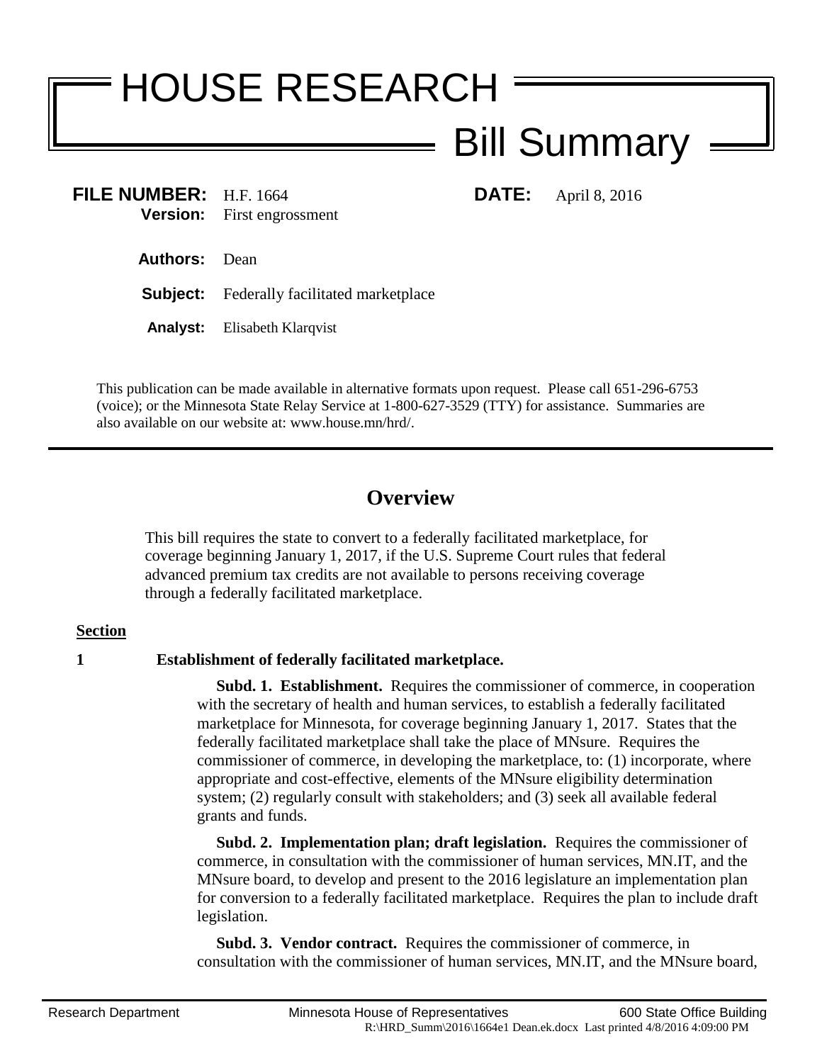# HOUSE RESEARCH

## Bill Summary

**FILE NUMBER:** H.F. 1664
**Version:** First engrossment
**DATE:** April 8, 2016

**Authors:** Dean

**Subject:** Federally facilitated marketplace

**Analyst:** Elisabeth Klarqvist

This publication can be made available in alternative formats upon request. Please call 651-296-6753 (voice); or the Minnesota State Relay Service at 1-800-627-3529 (TTY) for assistance. Summaries are also available on our website at: www.house.mn/hrd/.

## Overview

This bill requires the state to convert to a federally facilitated marketplace, for coverage beginning January 1, 2017, if the U.S. Supreme Court rules that federal advanced premium tax credits are not available to persons receiving coverage through a federally facilitated marketplace.

**Section**

**1 Establishment of federally facilitated marketplace.**

**Subd. 1. Establishment.** Requires the commissioner of commerce, in cooperation with the secretary of health and human services, to establish a federally facilitated marketplace for Minnesota, for coverage beginning January 1, 2017. States that the federally facilitated marketplace shall take the place of MNsure. Requires the commissioner of commerce, in developing the marketplace, to: (1) incorporate, where appropriate and cost-effective, elements of the MNsure eligibility determination system; (2) regularly consult with stakeholders; and (3) seek all available federal grants and funds.

**Subd. 2. Implementation plan; draft legislation.** Requires the commissioner of commerce, in consultation with the commissioner of human services, MN.IT, and the MNsure board, to develop and present to the 2016 legislature an implementation plan for conversion to a federally facilitated marketplace. Requires the plan to include draft legislation.

**Subd. 3. Vendor contract.** Requires the commissioner of commerce, in consultation with the commissioner of human services, MN.IT, and the MNsure board,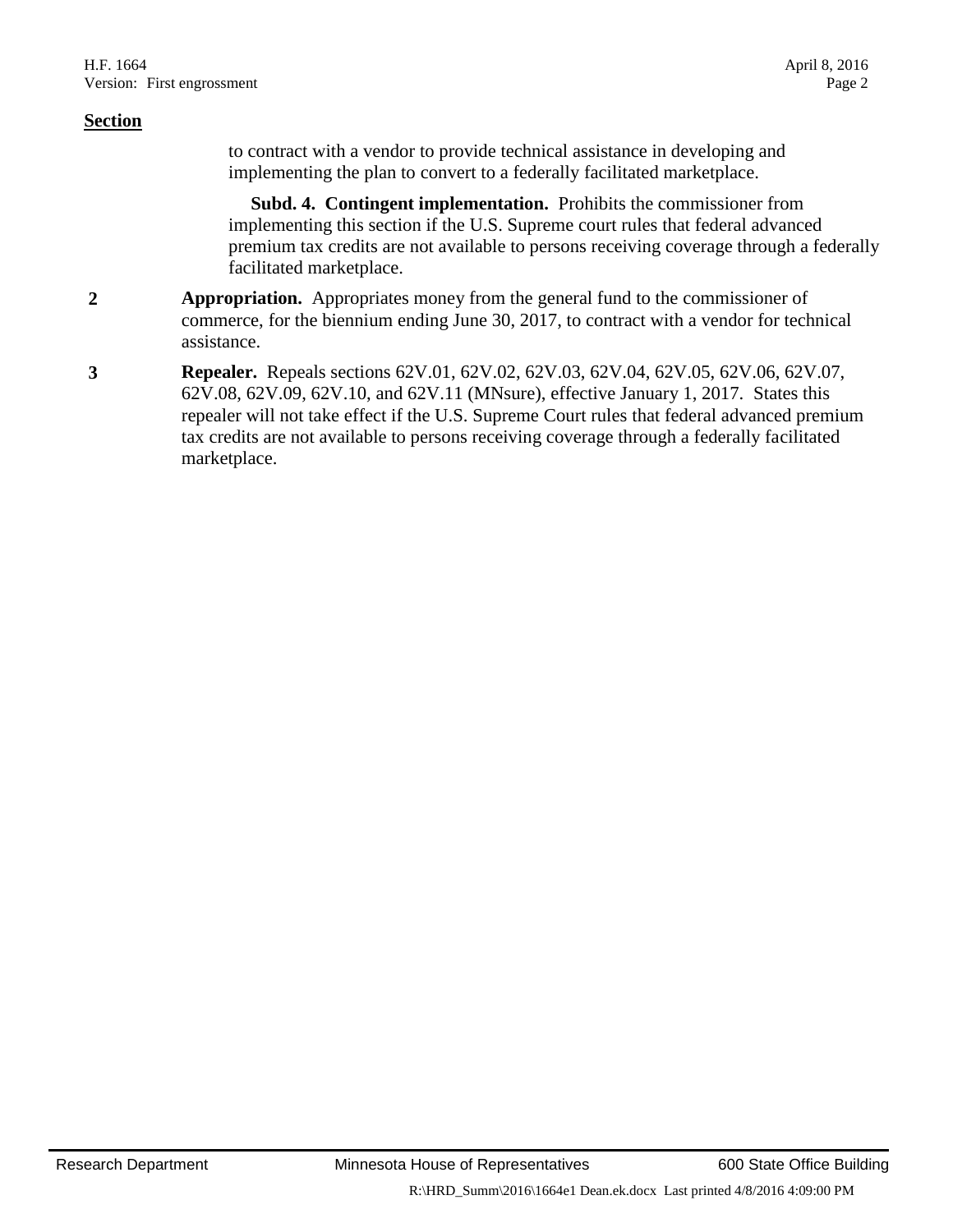**Section**

to contract with a vendor to provide technical assistance in developing and implementing the plan to convert to a federally facilitated marketplace.

**Subd. 4. Contingent implementation.** Prohibits the commissioner from implementing this section if the U.S. Supreme court rules that federal advanced premium tax credits are not available to persons receiving coverage through a federally facilitated marketplace.

**2** **Appropriation.** Appropriates money from the general fund to the commissioner of commerce, for the biennium ending June 30, 2017, to contract with a vendor for technical assistance.

**3** **Repealer.** Repeals sections 62V.01, 62V.02, 62V.03, 62V.04, 62V.05, 62V.06, 62V.07, 62V.08, 62V.09, 62V.10, and 62V.11 (MNsure), effective January 1, 2017. States this repealer will not take effect if the U.S. Supreme Court rules that federal advanced premium tax credits are not available to persons receiving coverage through a federally facilitated marketplace.